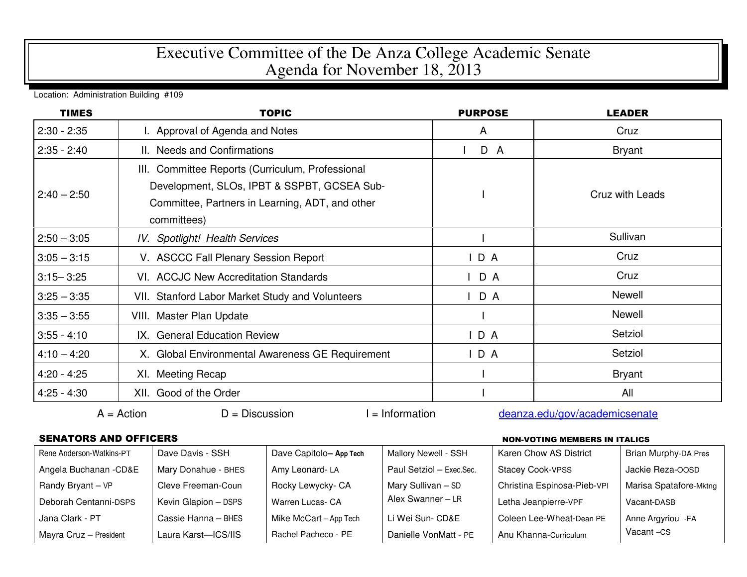# Executive Committee of the De Anza College Academic Senate
# Agenda for November 18, 2013

Location: Administration Building #109

| TIMES | TOPIC | PURPOSE | LEADER |
|---|---|---|---|
| 2:30 - 2:35 | I. Approval of Agenda and Notes | A | Cruz |
| 2:35 - 2:40 | II. Needs and Confirmations | I D A | Bryant |
| 2:40 – 2:50 | III. Committee Reports (Curriculum, Professional Development, SLOs, IPBT & SSPBT, GCSEA Sub-Committee, Partners in Learning, ADT, and other committees) | I | Cruz with Leads |
| 2:50 – 3:05 | *IV. Spotlight! Health Services* | I | Sullivan |
| 3:05 – 3:15 | V. ASCCC Fall Plenary Session Report | I D A | Cruz |
| 3:15– 3:25 | VI. ACCJC New Accreditation Standards | I D A | Cruz |
| 3:25 – 3:35 | VII. Stanford Labor Market Study and Volunteers | I D A | Newell |
| 3:35 – 3:55 | VIII. Master Plan Update | I | Newell |
| 3:55 - 4:10 | IX. General Education Review | I D A | Setziol |
| 4:10 – 4:20 | X. Global Environmental Awareness GE Requirement | I D A | Setziol |
| 4:20 - 4:25 | XI. Meeting Recap | I | Bryant |
| 4:25 - 4:30 | XII. Good of the Order | I | All |

A = Action D = Discussion I = Information deanza.edu/gov/academicsenate

**SENATORS AND OFFICERS** **NON-VOTING MEMBERS IN ITALICS**

| | | | | | |
|---|---|---|---|---|---|
| Rene Anderson-Watkins-PT | Dave Davis - SSH | Dave Capitolo– App Tech | Mallory Newell - SSH | Karen Chow AS District | Brian Murphy-DA Pres |
| Angela Buchanan -CD&E | Mary Donahue - BHES | Amy Leonard- LA | Paul Setziol – Exec.Sec. | Stacey Cook-VPSS | Jackie Reza-OOSD |
| Randy Bryant – VP | Cleve Freeman-Coun | Rocky Lewycky- CA | Mary Sullivan – SD | Christina Espinosa-Pieb-VPI | Marisa Spatafore-Mktng |
| Deborah Centanni-DSPS | Kevin Glapion – DSPS | Warren Lucas- CA | Alex Swanner – LR | Letha Jeanpierre-VPF | Vacant-DASB |
| Jana Clark - PT | Cassie Hanna – BHES | Mike McCart – App Tech | Li Wei Sun- CD&E | Coleen Lee-Wheat-Dean PE | Anne Argyriou -FA |
| Mayra Cruz – President | Laura Karst—ICS/IIS | Rachel Pacheco - PE | Danielle VonMatt - PE | Anu Khanna-Curriculum | Vacant –CS |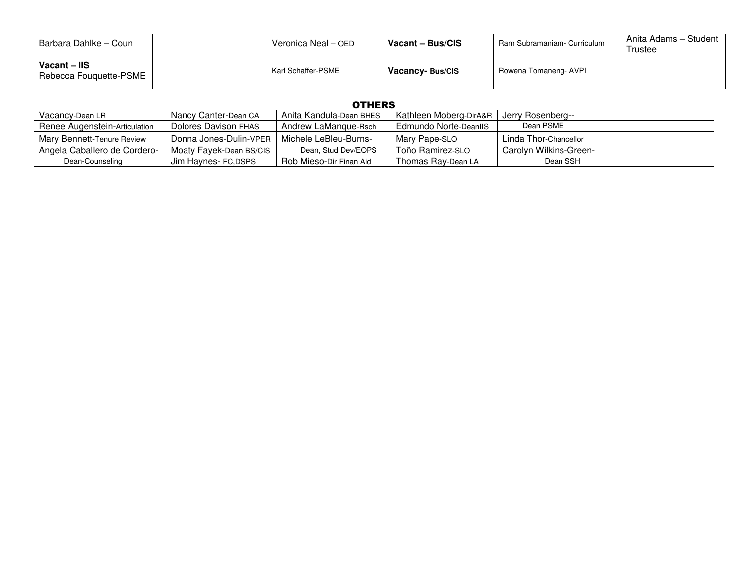| | | | | | |
|---|---|---|---|---|---|
| Barbara Dahlke – Coun<br><br>**Vacant – IIS**<br>Rebecca Fouquette-PSME | | Veronica Neal – OED<br><br>Karl Schaffer-PSME | **Vacant – Bus/CIS**<br><br>**Vacancy- Bus/CIS** | Ram Subramaniam- Curriculum<br><br>Rowena Tomaneng- AVPI | Anita Adams – Student Trustee |

## OTHERS

| | | | | | |
|---|---|---|---|---|---|
| Vacancy-Dean LR | Nancy Canter-Dean CA | Anita Kandula-Dean BHES | Kathleen Moberg-DirA&R | Jerry Rosenberg-- Dean PSME | |
| Renee Augenstein-Articulation | Dolores Davison FHAS | Andrew LaManque-Rsch | Edmundo Norte-DeanIIS | | |
| Mary Bennett-Tenure Review | Donna Jones-Dulin-VPER | Michele LeBleu-Burns- Dean, Stud Dev/EOPS | Mary Pape-SLO | Linda Thor-Chancellor | |
| Angela Caballero de Cordero- Dean-Counseling | Moaty Fayek-Dean BS/CIS | | Toño Ramirez-SLO | Carolyn Wilkins-Green- Dean SSH | |
| | Jim Haynes- FC,DSPS | Rob Mieso-Dir Finan Aid | Thomas Ray-Dean LA | | |